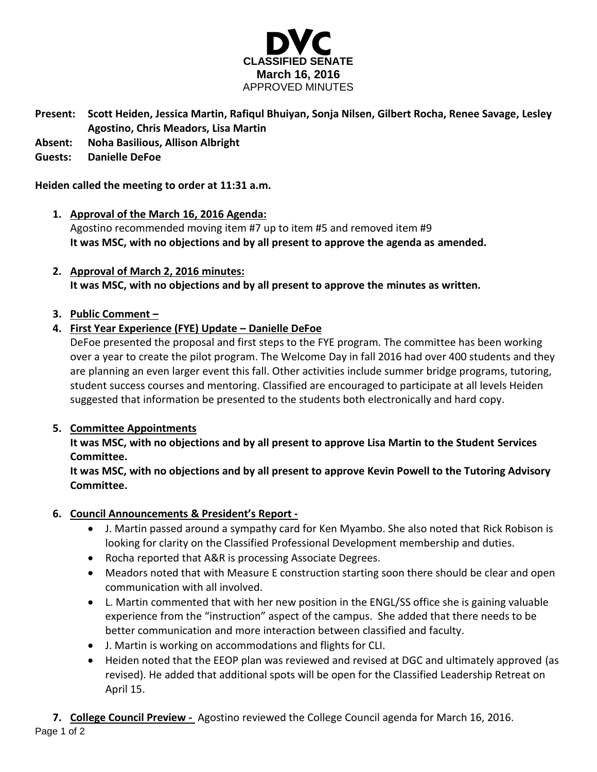# DVC

**CLASSIFIED SENATE**
**March 16, 2016**
APPROVED MINUTES

**Present:** **Scott Heiden, Jessica Martin, Rafiqul Bhuiyan, Sonja Nilsen, Gilbert Rocha, Renee Savage, Lesley Agostino, Chris Meadors, Lisa Martin**
**Absent:** **Noha Basilious, Allison Albright**
**Guests:** **Danielle DeFoe**

**Heiden called the meeting to order at 11:31 a.m.**

1. **Approval of the March 16, 2016 Agenda:**
   Agostino recommended moving item #7 up to item #5 and removed item #9
   **It was MSC, with no objections and by all present to approve the agenda as amended.**

2. **Approval of March 2, 2016 minutes:**
   **It was MSC, with no objections and by all present to approve the minutes as written.**

3. **Public Comment –**

4. **First Year Experience (FYE) Update – Danielle DeFoe**
   DeFoe presented the proposal and first steps to the FYE program. The committee has been working over a year to create the pilot program. The Welcome Day in fall 2016 had over 400 students and they are planning an even larger event this fall. Other activities include summer bridge programs, tutoring, student success courses and mentoring. Classified are encouraged to participate at all levels Heiden suggested that information be presented to the students both electronically and hard copy.

5. **Committee Appointments**
   **It was MSC, with no objections and by all present to approve Lisa Martin to the Student Services Committee.**
   **It was MSC, with no objections and by all present to approve Kevin Powell to the Tutoring Advisory Committee.**

6. **Council Announcements & President's Report -**
   - J. Martin passed around a sympathy card for Ken Myambo. She also noted that Rick Robison is looking for clarity on the Classified Professional Development membership and duties.
   - Rocha reported that A&R is processing Associate Degrees.
   - Meadors noted that with Measure E construction starting soon there should be clear and open communication with all involved.
   - L. Martin commented that with her new position in the ENGL/SS office she is gaining valuable experience from the "instruction" aspect of the campus. She added that there needs to be better communication and more interaction between classified and faculty.
   - J. Martin is working on accommodations and flights for CLI.
   - Heiden noted that the EEOP plan was reviewed and revised at DGC and ultimately approved (as revised). He added that additional spots will be open for the Classified Leadership Retreat on April 15.

7. **College Council Preview -** Agostino reviewed the College Council agenda for March 16, 2016.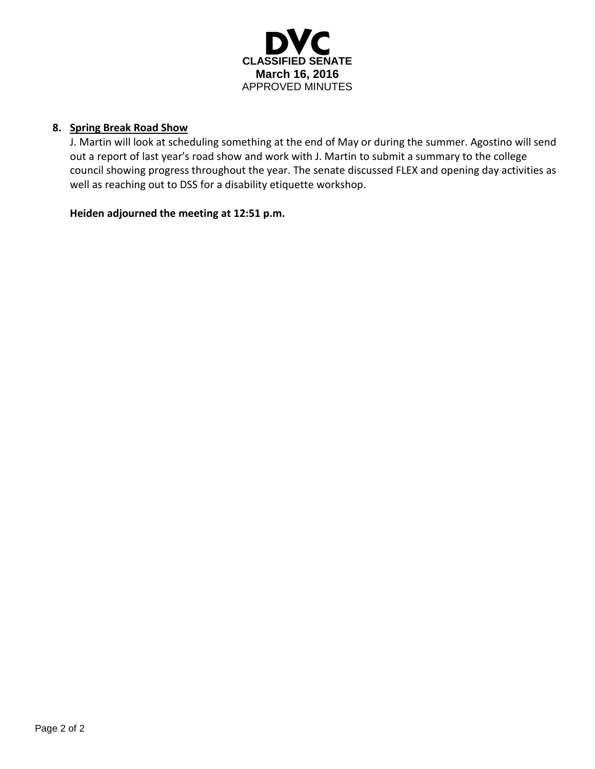8. **Spring Break Road Show**

   J. Martin will look at scheduling something at the end of May or during the summer. Agostino will send out a report of last year's road show and work with J. Martin to submit a summary to the college council showing progress throughout the year. The senate discussed FLEX and opening day activities as well as reaching out to DSS for a disability etiquette workshop.

   **Heiden adjourned the meeting at 12:51 p.m.**